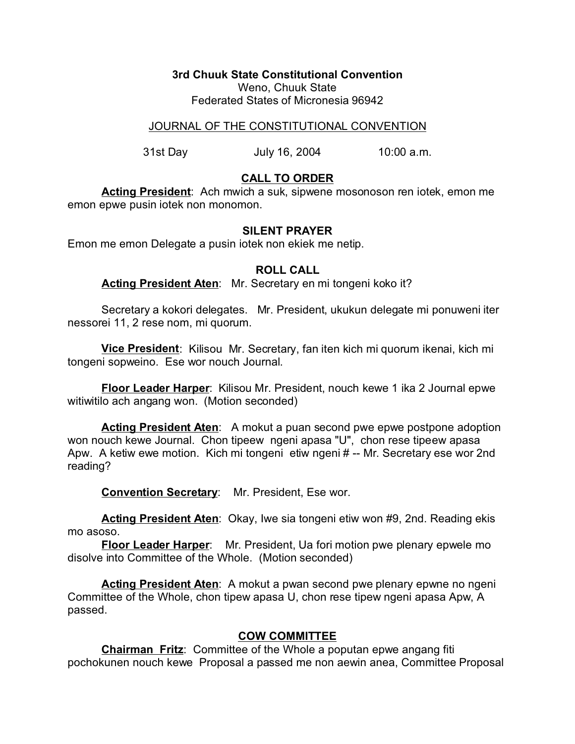**3rd Chuuk State Constitutional Convention**
Weno, Chuuk State
Federated States of Micronesia 96942

JOURNAL OF THE CONSTITUTIONAL CONVENTION

31st Day July 16, 2004 10:00 a.m.

## CALL TO ORDER

**Acting President**: Ach mwich a suk, sipwene mosonoson ren iotek, emon me emon epwe pusin iotek non monomon.

## SILENT PRAYER

Emon me emon Delegate a pusin iotek non ekiek me netip.

## ROLL CALL

**Acting President Aten**: Mr. Secretary en mi tongeni koko it?

Secretary a kokori delegates. Mr. President, ukukun delegate mi ponuweni iter nessorei 11, 2 rese nom, mi quorum.

**Vice President**: Kilisou Mr. Secretary, fan iten kich mi quorum ikenai, kich mi tongeni sopweino. Ese wor nouch Journal.

**Floor Leader Harper**: Kilisou Mr. President, nouch kewe 1 ika 2 Journal epwe witiwitilo ach angang won. (Motion seconded)

**Acting President Aten**: A mokut a puan second pwe epwe postpone adoption won nouch kewe Journal. Chon tipeew ngeni apasa "U", chon rese tipeew apasa Apw. A ketiw ewe motion. Kich mi tongeni etiw ngeni # -- Mr. Secretary ese wor 2nd reading?

**Convention Secretary**: Mr. President, Ese wor.

**Acting President Aten**: Okay, Iwe sia tongeni etiw won #9, 2nd. Reading ekis mo asoso.

**Floor Leader Harper**: Mr. President, Ua fori motion pwe plenary epwele mo disolve into Committee of the Whole. (Motion seconded)

**Acting President Aten**: A mokut a pwan second pwe plenary epwne no ngeni Committee of the Whole, chon tipew apasa U, chon rese tipew ngeni apasa Apw, A passed.

## COW COMMITTEE

**Chairman Fritz**: Committee of the Whole a poputan epwe angang fiti pochokunen nouch kewe Proposal a passed me non aewin anea, Committee Proposal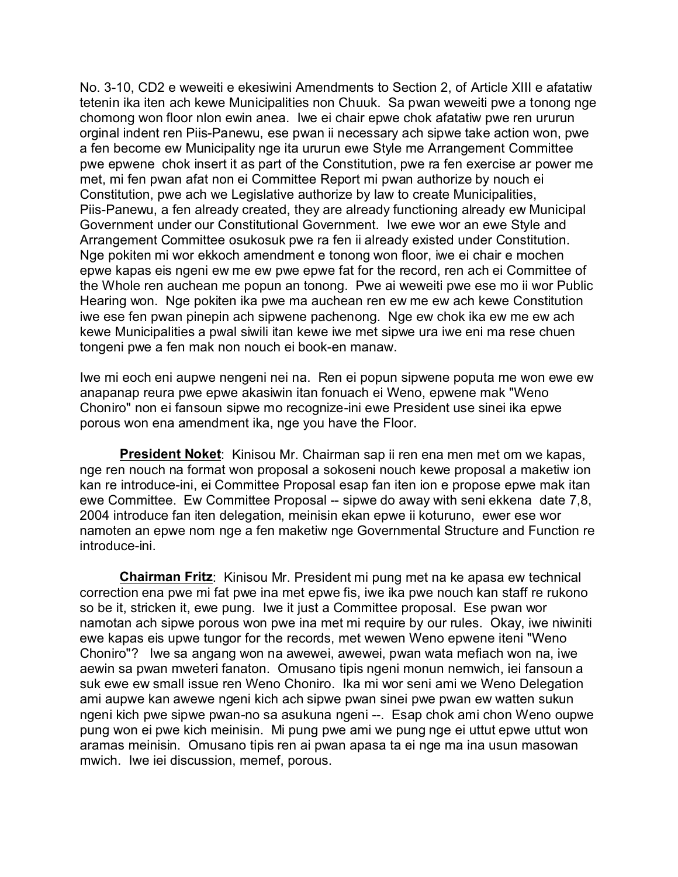No. 3-10, CD2 e weweiti e ekesiwini Amendments to Section 2, of Article XIII e afatatiw tetenin ika iten ach kewe Municipalities non Chuuk. Sa pwan weweiti pwe a tonong nge chomong won floor nlon ewin anea. Iwe ei chair epwe chok afatatiw pwe ren ururun orginal indent ren Piis-Panewu, ese pwan ii necessary ach sipwe take action won, pwe a fen become ew Municipality nge ita ururun ewe Style me Arrangement Committee pwe epwene chok insert it as part of the Constitution, pwe ra fen exercise ar power me met, mi fen pwan afat non ei Committee Report mi pwan authorize by nouch ei Constitution, pwe ach we Legislative authorize by law to create Municipalities, Piis-Panewu, a fen already created, they are already functioning already ew Municipal Government under our Constitutional Government. Iwe ewe wor an ewe Style and Arrangement Committee osukosuk pwe ra fen ii already existed under Constitution. Nge pokiten mi wor ekkoch amendment e tonong won floor, iwe ei chair e mochen epwe kapas eis ngeni ew me ew pwe epwe fat for the record, ren ach ei Committee of the Whole ren auchean me popun an tonong. Pwe ai weweiti pwe ese mo ii wor Public Hearing won. Nge pokiten ika pwe ma auchean ren ew me ew ach kewe Constitution iwe ese fen pwan pinepin ach sipwene pachenong. Nge ew chok ika ew me ew ach kewe Municipalities a pwal siwili itan kewe iwe met sipwe ura iwe eni ma rese chuen tongeni pwe a fen mak non nouch ei book-en manaw.

Iwe mi eoch eni aupwe nengeni nei na. Ren ei popun sipwene poputa me won ewe ew anapanap reura pwe epwe akasiwin itan fonuach ei Weno, epwene mak "Weno Choniro" non ei fansoun sipwe mo recognize-ini ewe President use sinei ika epwe porous won ena amendment ika, nge you have the Floor.

**President Noket**: Kinisou Mr. Chairman sap ii ren ena men met om we kapas, nge ren nouch na format won proposal a sokoseni nouch kewe proposal a maketiw ion kan re introduce-ini, ei Committee Proposal esap fan iten ion e propose epwe mak itan ewe Committee. Ew Committee Proposal -- sipwe do away with seni ekkena date 7,8, 2004 introduce fan iten delegation, meinisin ekan epwe ii koturuno, ewer ese wor namoten an epwe nom nge a fen maketiw nge Governmental Structure and Function re introduce-ini.

**Chairman Fritz**: Kinisou Mr. President mi pung met na ke apasa ew technical correction ena pwe mi fat pwe ina met epwe fis, iwe ika pwe nouch kan staff re rukono so be it, stricken it, ewe pung. Iwe it just a Committee proposal. Ese pwan wor namotan ach sipwe porous won pwe ina met mi require by our rules. Okay, iwe niwiniti ewe kapas eis upwe tungor for the records, met wewen Weno epwene iteni "Weno Choniro"? Iwe sa angang won na awewei, awewei, pwan wata mefiach won na, iwe aewin sa pwan mweteri fanaton. Omusano tipis ngeni monun nemwich, ieі fansoun a suk ewe ew small issue ren Weno Choniro. Ika mi wor seni ami we Weno Delegation ami aupwe kan awewe ngeni kich ach sipwe pwan sinei pwe pwan ew watten sukun ngeni kich pwe sipwe pwan-no sa asukuna ngeni --. Esap chok ami chon Weno oupwe pung won ei pwe kich meinisin. Mi pung pwe ami we pung nge ei uttut epwe uttut won aramas meinisin. Omusano tipis ren ai pwan apasa ta ei nge ma ina usun masowan mwich. Iwe ieі discussion, memef, porous.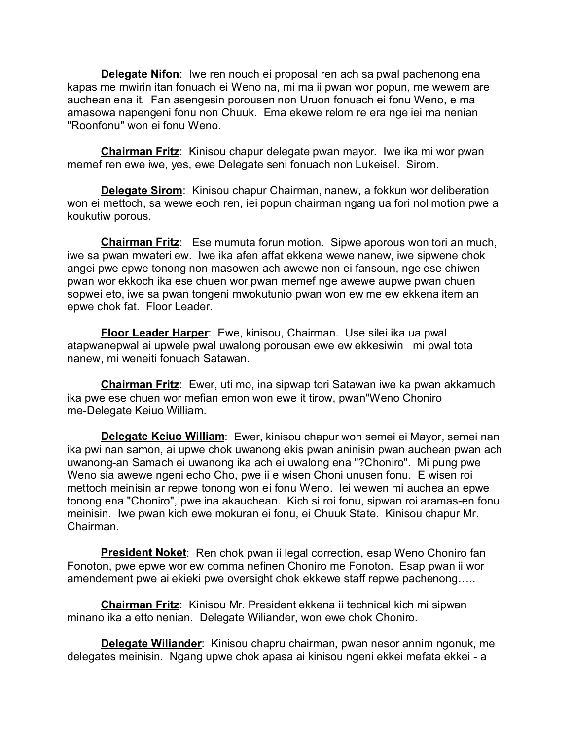**Delegate Nifon**: Iwe ren nouch ei proposal ren ach sa pwal pachenong ena kapas me mwirin itan fonuach ei Weno na, mi ma ii pwan wor popun, me wewem are auchean ena it. Fan asengesin porousen non Uruon fonuach ei fonu Weno, e ma amasowa napengeni fonu non Chuuk. Ema ekewe relom re era nge iei ma nenian "Roonfonu" won ei fonu Weno.

**Chairman Fritz**: Kinisou chapur delegate pwan mayor. Iwe ika mi wor pwan memef ren ewe iwe, yes, ewe Delegate seni fonuach non Lukeisel. Sirom.

**Delegate Sirom**: Kinisou chapur Chairman, nanew, a fokkun wor deliberation won ei mettoch, sa wewe eoch ren, iei popun chairman ngang ua fori nol motion pwe a koukutiw porous.

**Chairman Fritz**: Ese mumuta forun motion. Sipwe aporous won tori an much, iwe sa pwan mwateri ew. Iwe ika afen affat ekkena wewe nanew, iwe sipwene chok angei pwe epwe tonong non masowen ach awewe non ei fansoun, nge ese chiwen pwan wor ekkoch ika ese chuen wor pwan memef nge awewe aupwe pwan chuen sopwei eto, iwe sa pwan tongeni mwokutunio pwan won ew me ew ekkena item an epwe chok fat. Floor Leader.

**Floor Leader Harper**: Ewe, kinisou, Chairman. Use silei ika ua pwal atapwanepwal ai upwele pwal uwalong porousan ewe ew ekkesiwin mi pwal tota nanew, mi weneiti fonuach Satawan.

**Chairman Fritz**: Ewer, uti mo, ina sipwap tori Satawan iwe ka pwan akkamuch ika pwe ese chuen wor mefian emon won ewe it tirow, pwan"Weno Choniro me-Delegate Keiuo William.

**Delegate Keiuo William**: Ewer, kinisou chapur won semei ei Mayor, semei nan ika pwi nan samon, ai upwe chok uwanong ekis pwan aninisin pwan auchean pwan ach uwanong-an Samach ei uwanong ika ach ei uwalong ena "?Choniro". Mi pung pwe Weno sia awewe ngeni echo Cho, pwe ii e wisen Choni unusen fonu. E wisen roi mettoch meinisin ar repwe tonong won ei fonu Weno. Iei wewen mi auchea an epwe tonong ena "Choniro", pwe ina akauchean. Kich si roi fonu, sipwan roi aramas-en fonu meinisin. Iwe pwan kich ewe mokuran ei fonu, ei Chuuk State. Kinisou chapur Mr. Chairman.

**President Noket**: Ren chok pwan ii legal correction, esap Weno Choniro fan Fonoton, pwe epwe wor ew comma nefinen Choniro me Fonoton. Esap pwan ii wor amendement pwe ai ekieki pwe oversight chok ekkewe staff repwe pachenong…..

**Chairman Fritz**: Kinisou Mr. President ekkena ii technical kich mi sipwan minano ika a etto nenian. Delegate Wiliander, won ewe chok Choniro.

**Delegate Wiliander**: Kinisou chapru chairman, pwan nesor annim ngonuk, me delegates meinisin. Ngang upwe chok apasa ai kinisou ngeni ekkei mefata ekkei - a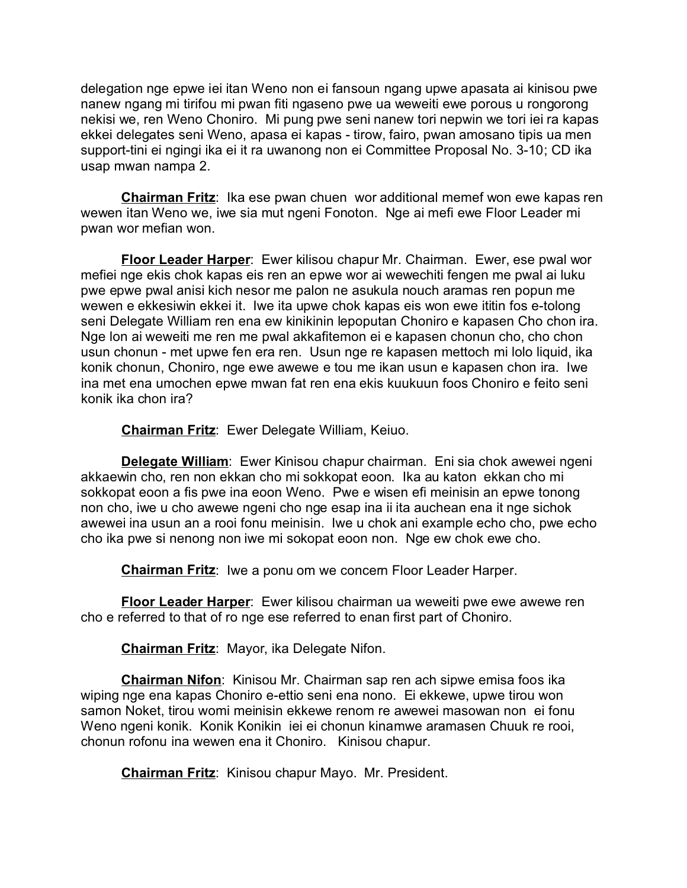delegation nge epwe iei itan Weno non ei fansoun ngang upwe apasata ai kinisou pwe nanew ngang mi tirifou mi pwan fiti ngaseno pwe ua weweiti ewe porous u rongorong nekisi we, ren Weno Choniro. Mi pung pwe seni nanew tori nepwin we tori iei ra kapas ekkei delegates seni Weno, apasa ei kapas - tirow, fairo, pwan amosano tipis ua men support-tini ei ngingi ika ei it ra uwanong non ei Committee Proposal No. 3-10; CD ika usap mwan nampa 2.

**__Chairman Fritz__**: Ika ese pwan chuen wor additional memef won ewe kapas ren wewen itan Weno we, iwe sia mut ngeni Fonoton. Nge ai mefi ewe Floor Leader mi pwan wor mefian won.

**__Floor Leader Harper__**: Ewer kilisou chapur Mr. Chairman. Ewer, ese pwal wor mefiei nge ekis chok kapas eis ren an epwe wor ai wewechiti fengen me pwal ai luku pwe epwe pwal anisi kich nesor me palon ne asukula nouch aramas ren popun me wewen e ekkesiwin ekkei it. Iwe ita upwe chok kapas eis won ewe ititin fos e-tolong seni Delegate William ren ena ew kinikinin lepoputan Choniro e kapasen Cho chon ira. Nge lon ai weweiti me ren me pwal akkafitemon ei e kapasen chonun cho, cho chon usun chonun - met upwe fen era ren. Usun nge re kapasen mettoch mi lolo liquid, ika konik chonun, Choniro, nge ewe awewe e tou me ikan usun e kapasen chon ira. Iwe ina met ena umochen epwe mwan fat ren ena ekis kuukuun foos Choniro e feito seni konik ika chon ira?

**__Chairman Fritz__**: Ewer Delegate William, Keiuo.

**__Delegate William__**: Ewer Kinisou chapur chairman. Eni sia chok awewei ngeni akkaewin cho, ren non ekkan cho mi sokkopat eoon. Ika au katon ekkan cho mi sokkopat eoon a fis pwe ina eoon Weno. Pwe e wisen efi meinisin an epwe tonong non cho, iwe u cho awewe ngeni cho nge esap ina ii ita auchean ena it nge sichok awewei ina usun an a rooi fonu meinisin. Iwe u chok ani example echo cho, pwe echo cho ika pwe si nenong non iwe mi sokopat eoon non. Nge ew chok ewe cho.

**__Chairman Fritz__**: Iwe a ponu om we concern Floor Leader Harper.

**__Floor Leader Harper__**: Ewer kilisou chairman ua weweiti pwe ewe awewe ren cho e referred to that of ro nge ese referred to enan first part of Choniro.

**__Chairman Fritz__**: Mayor, ika Delegate Nifon.

**__Chairman Nifon__**: Kinisou Mr. Chairman sap ren ach sipwe emisa foos ika wiping nge ena kapas Choniro e-ettio seni ena nono. Ei ekkewe, upwe tirou won samon Noket, tirou womi meinisin ekkewe renom re awewei masowan non ei fonu Weno ngeni konik. Konik Konikin iei ei chonun kinamwe aramasen Chuuk re rooi, chonun rofonu ina wewen ena it Choniro. Kinisou chapur.

**__Chairman Fritz__**: Kinisou chapur Mayo. Mr. President.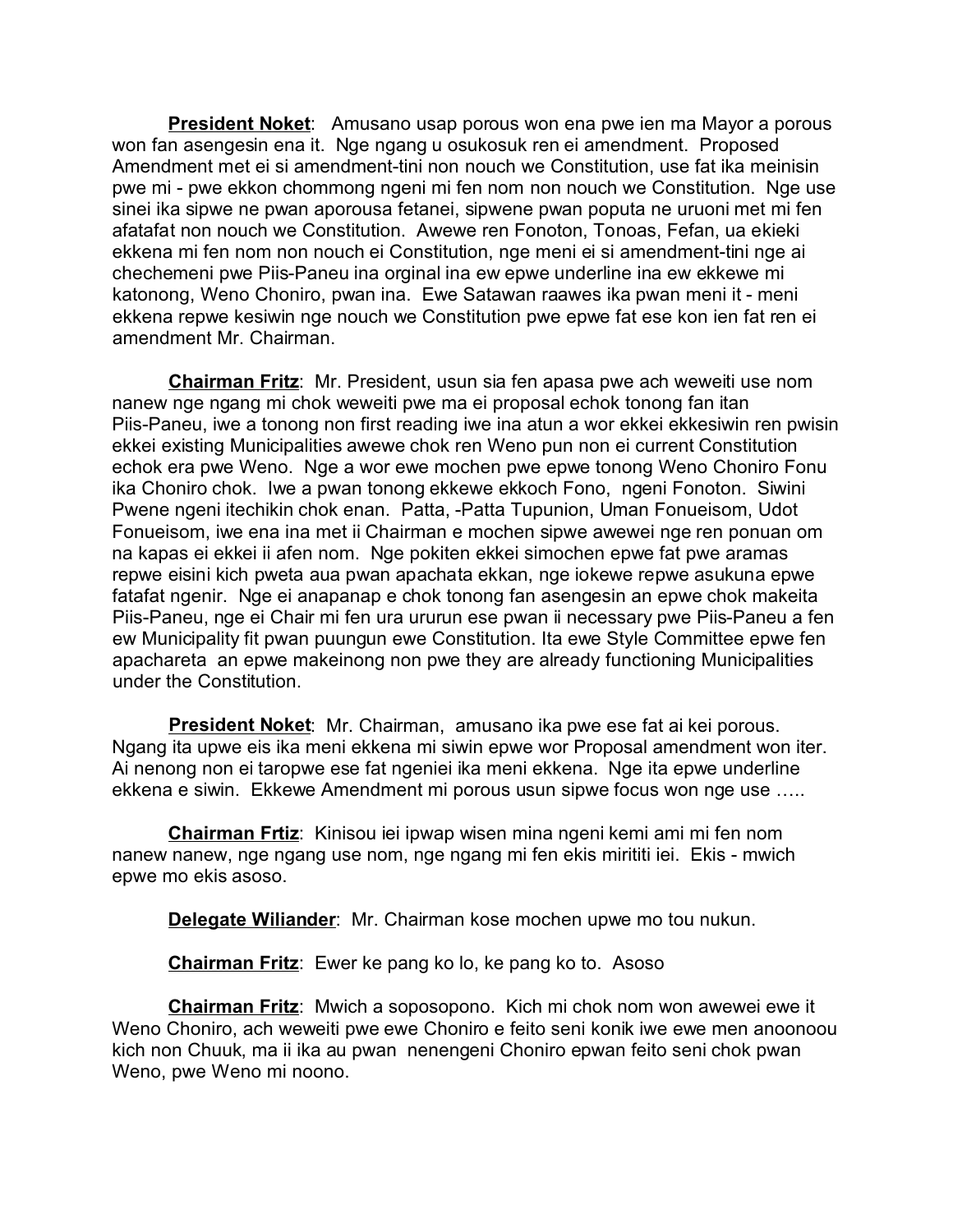**President Noket**: Amusano usap porous won ena pwe ien ma Mayor a porous won fan asengesin ena it. Nge ngang u osukosuk ren ei amendment. Proposed Amendment met ei si amendment-tini non nouch we Constitution, use fat ika meinisin pwe mi - pwe ekkon chommong ngeni mi fen nom non nouch we Constitution. Nge use sinei ika sipwe ne pwan aporousa fetanei, sipwene pwan poputa ne uruoni met mi fen afatafat non nouch we Constitution. Awewe ren Fonoton, Tonoas, Fefan, ua ekieki ekkena mi fen nom non nouch ei Constitution, nge meni ei si amendment-tini nge ai chechemeni pwe Piis-Paneu ina orginal ina ew epwe underline ina ew ekkewe mi katonong, Weno Choniro, pwan ina. Ewe Satawan raawes ika pwan meni it - meni ekkena repwe kesiwin nge nouch we Constitution pwe epwe fat ese kon ien fat ren ei amendment Mr. Chairman.

**Chairman Fritz**: Mr. President, usun sia fen apasa pwe ach weweiti use nom nanew nge ngang mi chok weweiti pwe ma ei proposal echok tonong fan itan Piis-Paneu, iwe a tonong non first reading iwe ina atun a wor ekkei ekkesiwin ren pwisin ekkei existing Municipalities awewe chok ren Weno pun non ei current Constitution echok era pwe Weno. Nge a wor ewe mochen pwe epwe tonong Weno Choniro Fonu ika Choniro chok. Iwe a pwan tonong ekkewe ekkoch Fono, ngeni Fonoton. Siwini Pwene ngeni itechikin chok enan. Patta, -Patta Tupunion, Uman Fonueisom, Udot Fonueisom, iwe ena ina met ii Chairman e mochen sipwe awewei nge ren ponuan om na kapas ei ekkei ii afen nom. Nge pokiten ekkei simochen epwe fat pwe aramas repwe eisini kich pweta aua pwan apachata ekkan, nge iokewe repwe asukuna epwe fatafat ngenir. Nge ei anapanap e chok tonong fan asengesin an epwe chok makeita Piis-Paneu, nge ei Chair mi fen ura ururun ese pwan ii necessary pwe Piis-Paneu a fen ew Municipality fit pwan puungun ewe Constitution. Ita ewe Style Committee epwe fen apachareta an epwe makeinong non pwe they are already functioning Municipalities under the Constitution.

**President Noket**: Mr. Chairman, amusano ika pwe ese fat ai kei porous. Ngang ita upwe eis ika meni ekkena mi siwin epwe wor Proposal amendment won iter. Ai nenong non ei taropwe ese fat ngeniei ika meni ekkena. Nge ita epwe underline ekkena e siwin. Ekkewe Amendment mi porous usun sipwe focus won nge use …..

**Chairman Frtiz**: Kinisou iei ipwap wisen mina ngeni kemi ami mi fen nom nanew nanew, nge ngang use nom, nge ngang mi fen ekis mirititi iei. Ekis - mwich epwe mo ekis asoso.

**Delegate Wiliander**: Mr. Chairman kose mochen upwe mo tou nukun.

**Chairman Fritz**: Ewer ke pang ko lo, ke pang ko to. Asoso

**Chairman Fritz**: Mwich a soposopono. Kich mi chok nom won awewei ewe it Weno Choniro, ach weweiti pwe ewe Choniro e feito seni konik iwe ewe men anoonoou kich non Chuuk, ma ii ika au pwan nenengeni Choniro epwan feito seni chok pwan Weno, pwe Weno mi noono.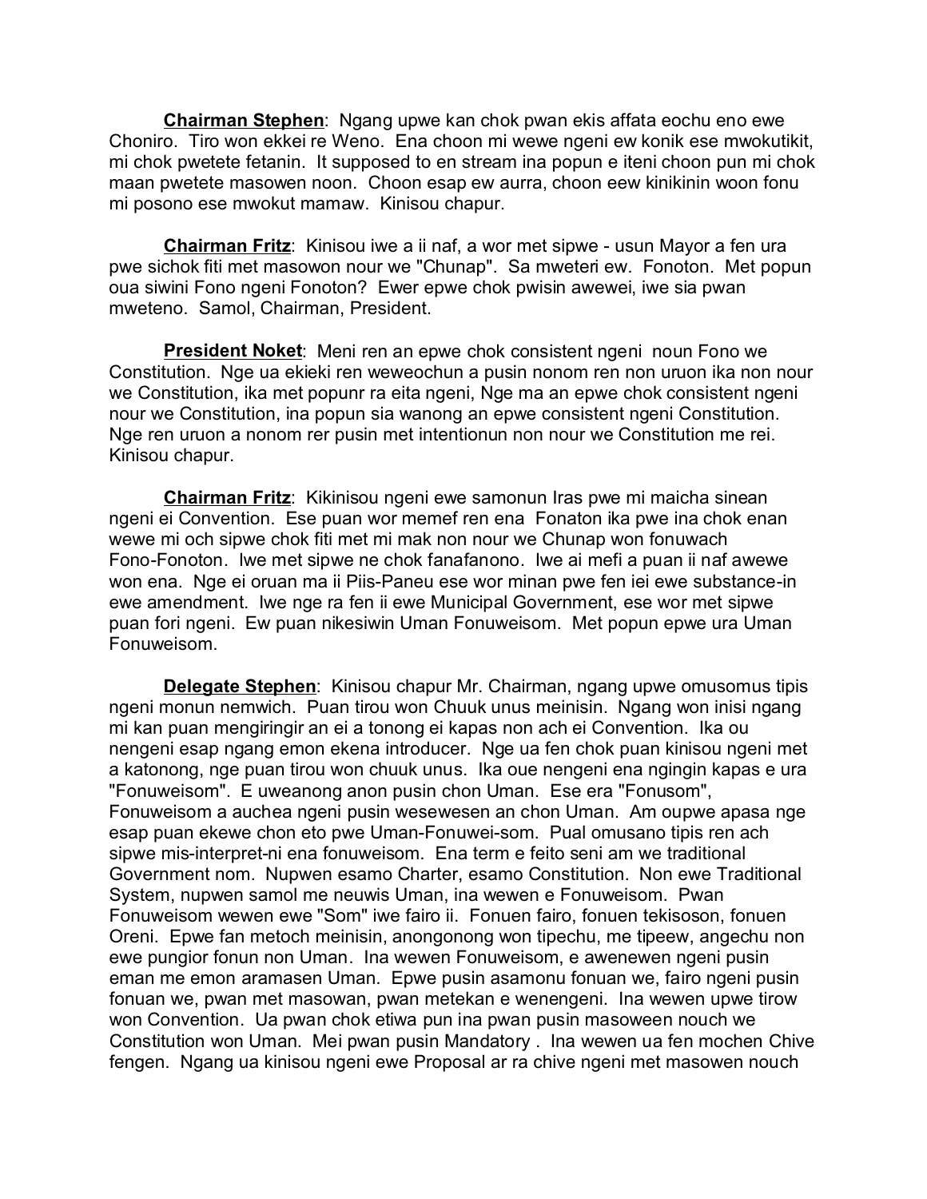**Chairman Stephen**: Ngang upwe kan chok pwan ekis affata eochu eno ewe Choniro. Tiro won ekkei re Weno. Ena choon mi wewe ngeni ew konik ese mwokutikit, mi chok pwetete fetanin. It supposed to en stream ina popun e iteni choon pun mi chok maan pwetete masowen noon. Choon esap ew aurra, choon eew kinikinin woon fonu mi posono ese mwokut mamaw. Kinisou chapur.

**Chairman Fritz**: Kinisou iwe a ii naf, a wor met sipwe - usun Mayor a fen ura pwe sichok fiti met masowon nour we "Chunap". Sa mweteri ew. Fonoton. Met popun oua siwini Fono ngeni Fonoton? Ewer epwe chok pwisin awewei, iwe sia pwan mweteno. Samol, Chairman, President.

**President Noket**: Meni ren an epwe chok consistent ngeni noun Fono we Constitution. Nge ua ekieki ren weweochun a pusin nonom ren non uruon ika non nour we Constitution, ika met popunr ra eita ngeni, Nge ma an epwe chok consistent ngeni nour we Constitution, ina popun sia wanong an epwe consistent ngeni Constitution. Nge ren uruon a nonom rer pusin met intentionun non nour we Constitution me rei. Kinisou chapur.

**Chairman Fritz**: Kikinisou ngeni ewe samonun Iras pwe mi maicha sinean ngeni ei Convention. Ese puan wor memef ren ena Fonaton ika pwe ina chok enan wewe mi och sipwe chok fiti met mi mak non nour we Chunap won fonuwach Fono-Fonoton. Iwe met sipwe ne chok fanafanono. Iwe ai mefi a puan ii naf awewe won ena. Nge ei oruan ma ii Piis-Paneu ese wor minan pwe fen iei ewe substance-in ewe amendment. Iwe nge ra fen ii ewe Municipal Government, ese wor met sipwe puan fori ngeni. Ew puan nikesiwin Uman Fonuweisom. Met popun epwe ura Uman Fonuweisom.

**Delegate Stephen**: Kinisou chapur Mr. Chairman, ngang upwe omusomus tipis ngeni monun nemwich. Puan tirou won Chuuk unus meinisin. Ngang won inisi ngang mi kan puan mengiringir an ei a tonong ei kapas non ach ei Convention. Ika ou nengeni esap ngang emon ekena introducer. Nge ua fen chok puan kinisou ngeni met a katonong, nge puan tirou won chuuk unus. Ika oue nengeni ena ngingin kapas e ura "Fonuweisom". E uweanong anon pusin chon Uman. Ese era "Fonusom", Fonuweisom a auchea ngeni pusin wesewesen an chon Uman. Am oupwe apasa nge esap puan ekewe chon eto pwe Uman-Fonuwei-som. Pual omusano tipis ren ach sipwe mis-interpret-ni ena fonuweisom. Ena term e feito seni am we traditional Government nom. Nupwen esamo Charter, esamo Constitution. Non ewe Traditional System, nupwen samol me neuwis Uman, ina wewen e Fonuweisom. Pwan Fonuweisom wewen ewe "Som" iwe fairo ii. Fonuen fairo, fonuen tekisoson, fonuen Oreni. Epwe fan metoch meinisin, anongonong won tipechu, me tipeew, angechu non ewe pungior fonun non Uman. Ina wewen Fonuweisom, e awenewen ngeni pusin eman me emon aramasen Uman. Epwe pusin asamonu fonuan we, fairo ngeni pusin fonuan we, pwan met masowan, pwan metekan e wenengeni. Ina wewen upwe tirow won Convention. Ua pwan chok etiwa pun ina pwan pusin masoween nouch we Constitution won Uman. Mei pwan pusin Mandatory . Ina wewen ua fen mochen Chive fengen. Ngang ua kinisou ngeni ewe Proposal ar ra chive ngeni met masowen nouch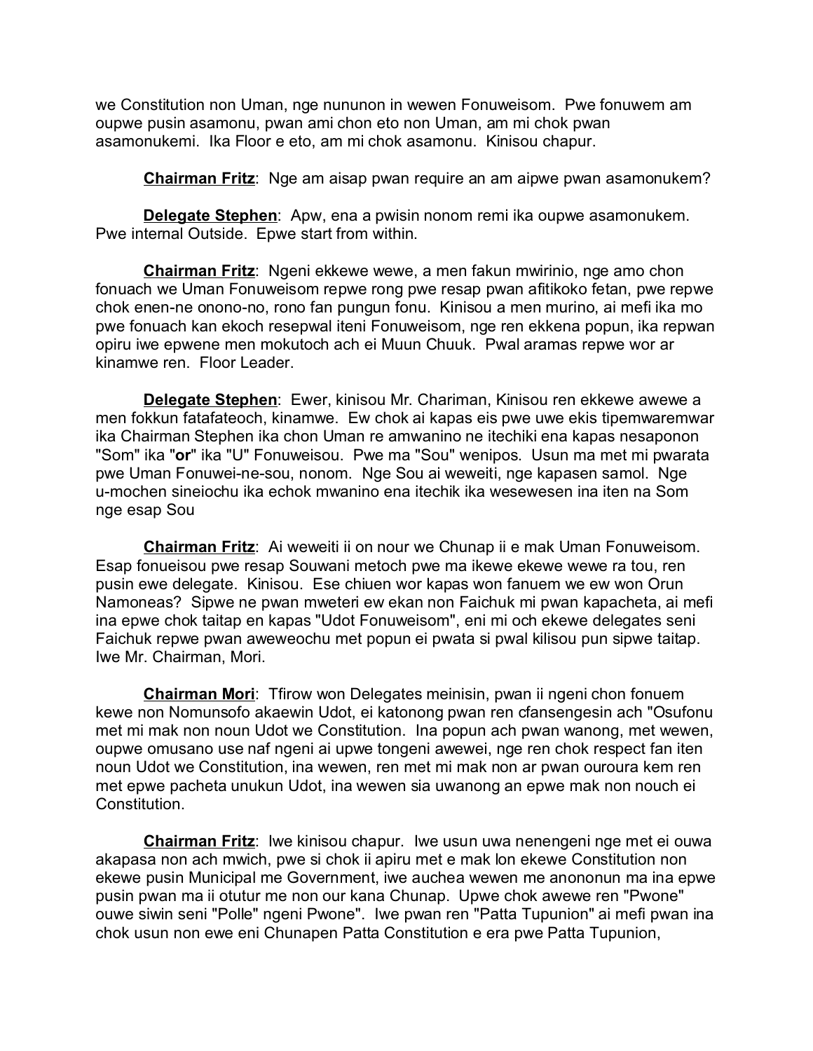we Constitution non Uman, nge nununon in wewen Fonuweisom. Pwe fonuwem am oupwe pusin asamonu, pwan ami chon eto non Uman, am mi chok pwan asamonukemi. Ika Floor e eto, am mi chok asamonu. Kinisou chapur.

**Chairman Fritz**: Nge am aisap pwan require an am aipwe pwan asamonukem?

**Delegate Stephen**: Apw, ena a pwisin nonom remi ika oupwe asamonukem. Pwe internal Outside. Epwe start from within.

**Chairman Fritz**: Ngeni ekkewe wewe, a men fakun mwirinio, nge amo chon fonuach we Uman Fonuweisom repwe rong pwe resap pwan afitikoko fetan, pwe repwe chok enen-ne onono-no, rono fan pungun fonu. Kinisou a men murino, ai mefi ika mo pwe fonuach kan ekoch resepwal iteni Fonuweisom, nge ren ekkena popun, ika repwan opiru iwe epwene men mokutoch ach ei Muun Chuuk. Pwal aramas repwe wor ar kinamwe ren. Floor Leader.

**Delegate Stephen**: Ewer, kinisou Mr. Chariman, Kinisou ren ekkewe awewe a men fokkun fatafateoch, kinamwe. Ew chok ai kapas eis pwe uwe ekis tipemwaremwar ika Chairman Stephen ika chon Uman re amwanino ne itechiki ena kapas nesaponon "Som" ika "**or**" ika "U" Fonuweisou. Pwe ma "Sou" wenipos. Usun ma met mi pwarata pwe Uman Fonuwei-ne-sou, nonom. Nge Sou ai weweiti, nge kapasen samol. Nge u-mochen sineiochu ika echok mwanino ena itechik ika wesewesen ina iten na Som nge esap Sou

**Chairman Fritz**: Ai weweiti ii on nour we Chunap ii e mak Uman Fonuweisom. Esap fonueisou pwe resap Souwani metoch pwe ma ikewe ekewe wewe ra tou, ren pusin ewe delegate. Kinisou. Ese chiuen wor kapas won fanuem we ew won Orun Namoneas? Sipwe ne pwan mweteri ew ekan non Faichuk mi pwan kapacheta, ai mefi ina epwe chok taitap en kapas "Udot Fonuweisom", eni mi och ekewe delegates seni Faichuk repwe pwan aweweochu met popun ei pwata si pwal kilisou pun sipwe taitap. Iwe Mr. Chairman, Mori.

**Chairman Mori**: Tfirow won Delegates meinisin, pwan ii ngeni chon fonuem kewe non Nomunsofo akaewin Udot, ei katonong pwan ren cfansengesin ach "Osufonu met mi mak non noun Udot we Constitution. Ina popun ach pwan wanong, met wewen, oupwe omusano use naf ngeni ai upwe tongeni awewei, nge ren chok respect fan iten noun Udot we Constitution, ina wewen, ren met mi mak non ar pwan ouroura kem ren met epwe pacheta unukun Udot, ina wewen sia uwanong an epwe mak non nouch ei Constitution.

**Chairman Fritz**: Iwe kinisou chapur. Iwe usun uwa nenengeni nge met ei ouwa akapasa non ach mwich, pwe si chok ii apiru met e mak lon ekewe Constitution non ekewe pusin Municipal me Government, iwe auchea wewen me anononun ma ina epwe pusin pwan ma ii otutur me non our kana Chunap. Upwe chok awewe ren "Pwone" ouwe siwin seni "Polle" ngeni Pwone". Iwe pwan ren "Patta Tupunion" ai mefi pwan ina chok usun non ewe eni Chunapen Patta Constitution e era pwe Patta Tupunion,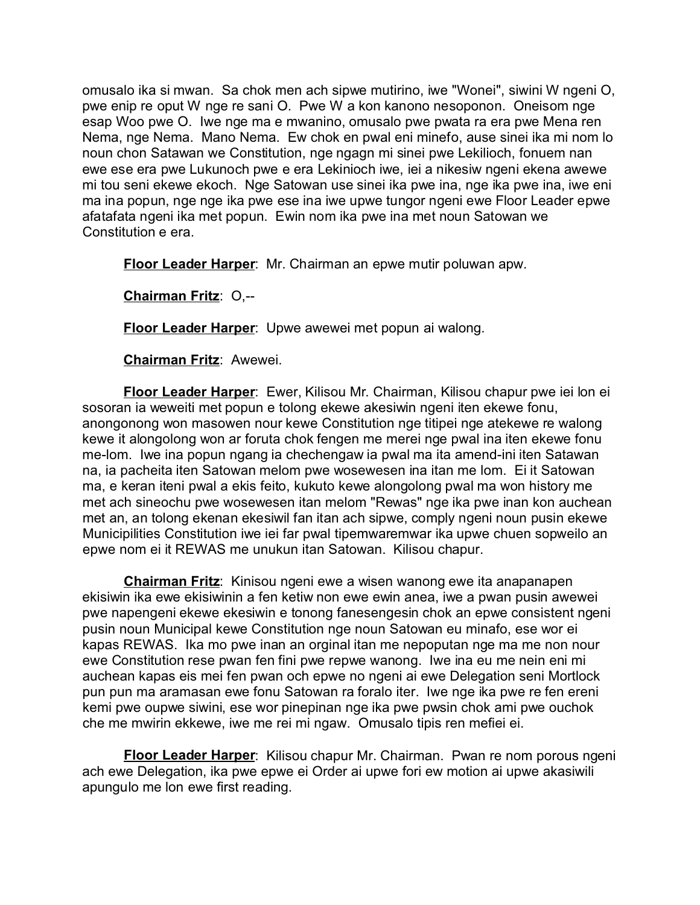omusalo ika si mwan. Sa chok men ach sipwe mutirino, iwe "Wonei", siwini W ngeni O, pwe enip re oput W nge re sani O. Pwe W a kon kanono nesoponon. Oneisom nge esap Woo pwe O. Iwe nge ma e mwanino, omusalo pwe pwata ra era pwe Mena ren Nema, nge Nema. Mano Nema. Ew chok en pwal eni minefo, ause sinei ika mi nom lo noun chon Satawan we Constitution, nge ngagn mi sinei pwe Lekilioch, fonuem nan ewe ese era pwe Lukunoch pwe e era Lekinioch iwe, iei a nikesiw ngeni ekena awewe mi tou seni ekewe ekoch. Nge Satowan use sinei ika pwe ina, nge ika pwe ina, iwe eni ma ina popun, nge nge ika pwe ese ina iwe upwe tungor ngeni ewe Floor Leader epwe afatafata ngeni ika met popun. Ewin nom ika pwe ina met noun Satowan we Constitution e era.

**Floor Leader Harper**: Mr. Chairman an epwe mutir poluwan apw.

**Chairman Fritz**: O,--

**Floor Leader Harper**: Upwe awewei met popun ai walong.

**Chairman Fritz**: Awewei.

**Floor Leader Harper**: Ewer, Kilisou Mr. Chairman, Kilisou chapur pwe iei lon ei sosoran ia weweiti met popun e tolong ekewe akesiwin ngeni iten ekewe fonu, anongonong won masowen nour kewe Constitution nge titipei nge atekewe re walong kewe it alongolong won ar foruta chok fengen me merei nge pwal ina iten ekewe fonu me-lom. Iwe ina popun ngang ia chechengaw ia pwal ma ita amend-ini iten Satawan na, ia pacheita iten Satowan melom pwe wosewesen ina itan me lom. Ei it Satowan ma, e keran iteni pwal a ekis feito, kukuto kewe alongolong pwal ma won history me met ach sineochu pwe wosewesen itan melom "Rewas" nge ika pwe inan kon auchean met an, an tolong ekenan ekesiwil fan itan ach sipwe, comply ngeni noun pusin ekewe Municipilities Constitution iwe iei far pwal tipemwaremwar ika upwe chuen sopweilo an epwe nom ei it REWAS me unukun itan Satowan. Kilisou chapur.

**Chairman Fritz**: Kinisou ngeni ewe a wisen wanong ewe ita anapanapen ekisiwin ika ewe ekisiwinin a fen ketiw non ewe ewin anea, iwe a pwan pusin awewei pwe napengeni ekewe ekesiwin e tonong fanesengesin chok an epwe consistent ngeni pusin noun Municipal kewe Constitution nge noun Satowan eu minafo, ese wor ei kapas REWAS. Ika mo pwe inan a orginal itan me nepoputan nge ma me non nour ewe Constitution rese pwan fen fini pwe repwe wanong. Iwe ina eu me nein eni mi auchean kapas eis mei fen pwan och epwe no ngeni ai ewe Delegation seni Mortlock pun pun ma aramasan ewe fonu Satowan ra foralo iter. Iwe nge ika pwe re fen ereni kemi pwe oupwe siwini, ese wor pinepinan nge ika pwe pwsin chok ami pwe ouchok che me mwirin ekkewe, iwe me rei mi ngaw. Omusalo tipis ren mefiei ei.

**Floor Leader Harper**: Kilisou chapur Mr. Chairman. Pwan re nom porous ngeni ach ewe Delegation, ika pwe epwe ei Order ai upwe fori ew motion ai upwe akasiwili apungulo me lon ewe first reading.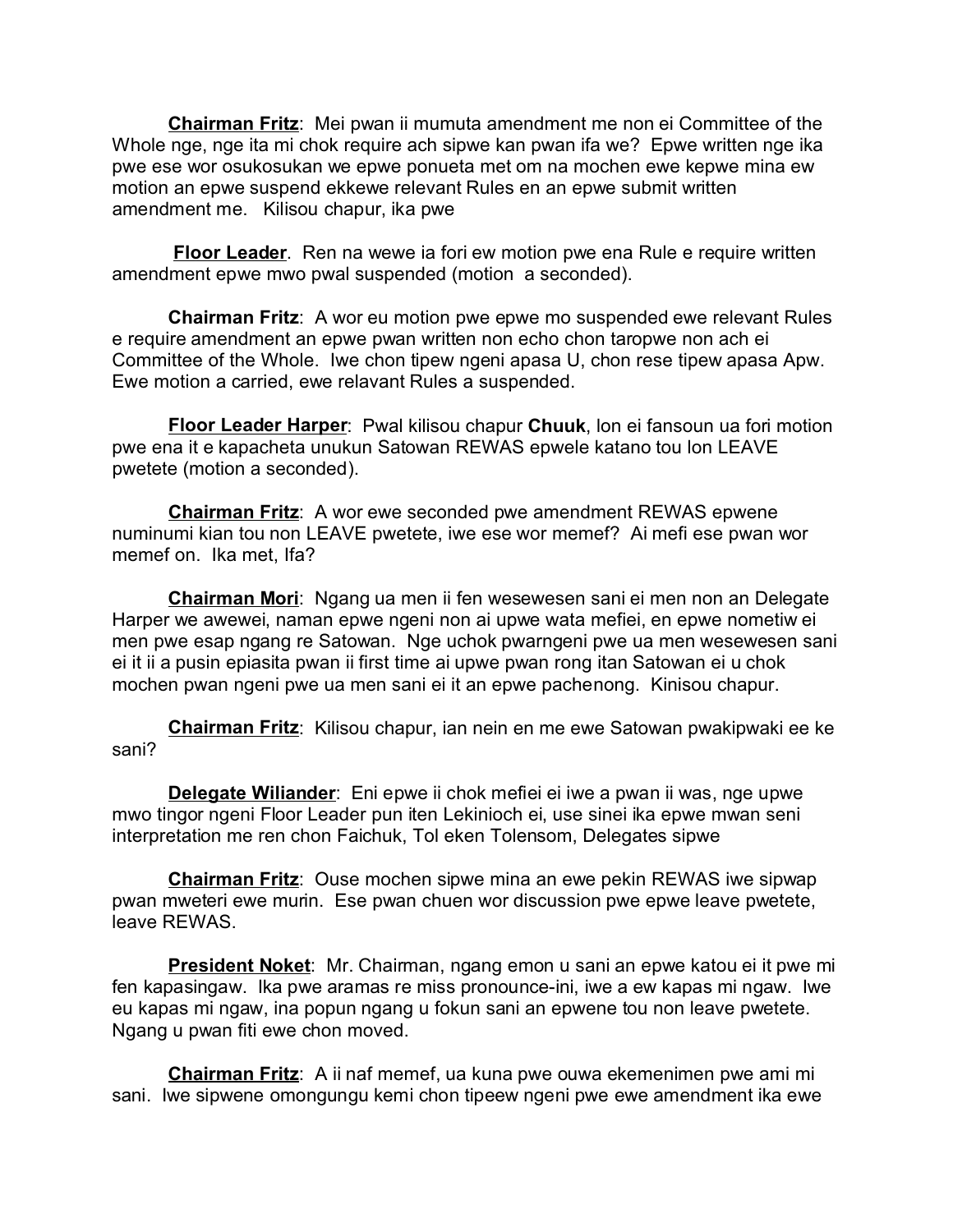**Chairman Fritz**: Mei pwan ii mumuta amendment me non ei Committee of the Whole nge, nge ita mi chok require ach sipwe kan pwan ifa we? Epwe written nge ika pwe ese wor osukosukan we epwe ponueta met om na mochen ewe kepwe mina ew motion an epwe suspend ekkewe relevant Rules en an epwe submit written amendment me. Kilisou chapur, ika pwe

**Floor Leader**. Ren na wewe ia fori ew motion pwe ena Rule e require written amendment epwe mwo pwal suspended (motion a seconded).

**Chairman Fritz**: A wor eu motion pwe epwe mo suspended ewe relevant Rules e require amendment an epwe pwan written non echo chon taropwe non ach ei Committee of the Whole. Iwe chon tipew ngeni apasa U, chon rese tipew apasa Apw. Ewe motion a carried, ewe relavant Rules a suspended.

**Floor Leader Harper**: Pwal kilisou chapur **Chuuk**, lon ei fansoun ua fori motion pwe ena it e kapacheta unukun Satowan REWAS epwele katano tou lon LEAVE pwetete (motion a seconded).

**Chairman Fritz**: A wor ewe seconded pwe amendment REWAS epwene numinumi kian tou non LEAVE pwetete, iwe ese wor memef? Ai mefi ese pwan wor memef on. Ika met, Ifa?

**Chairman Mori**: Ngang ua men ii fen wesewesen sani ei men non an Delegate Harper we awewei, naman epwe ngeni non ai upwe wata mefiei, en epwe nometiw ei men pwe esap ngang re Satowan. Nge uchok pwarngeni pwe ua men wesewesen sani ei it ii a pusin epiasita pwan ii first time ai upwe pwan rong itan Satowan ei u chok mochen pwan ngeni pwe ua men sani ei it an epwe pachenong. Kinisou chapur.

**Chairman Fritz**: Kilisou chapur, ian nein en me ewe Satowan pwakipwaki ee ke sani?

**Delegate Wiliander**: Eni epwe ii chok mefiei ei iwe a pwan ii was, nge upwe mwo tingor ngeni Floor Leader pun iten Lekinioch ei, use sinei ika epwe mwan seni interpretation me ren chon Faichuk, Tol eken Tolensom, Delegates sipwe

**Chairman Fritz**: Ouse mochen sipwe mina an ewe pekin REWAS iwe sipwap pwan mweteri ewe murin. Ese pwan chuen wor discussion pwe epwe leave pwetete, leave REWAS.

**President Noket**: Mr. Chairman, ngang emon u sani an epwe katou ei it pwe mi fen kapasingaw. Ika pwe aramas re miss pronounce-ini, iwe a ew kapas mi ngaw. Iwe eu kapas mi ngaw, ina popun ngang u fokun sani an epwene tou non leave pwetete. Ngang u pwan fiti ewe chon moved.

**Chairman Fritz**: A ii naf memef, ua kuna pwe ouwa ekemenimen pwe ami mi sani. Iwe sipwene omongungu kemi chon tipeew ngeni pwe ewe amendment ika ewe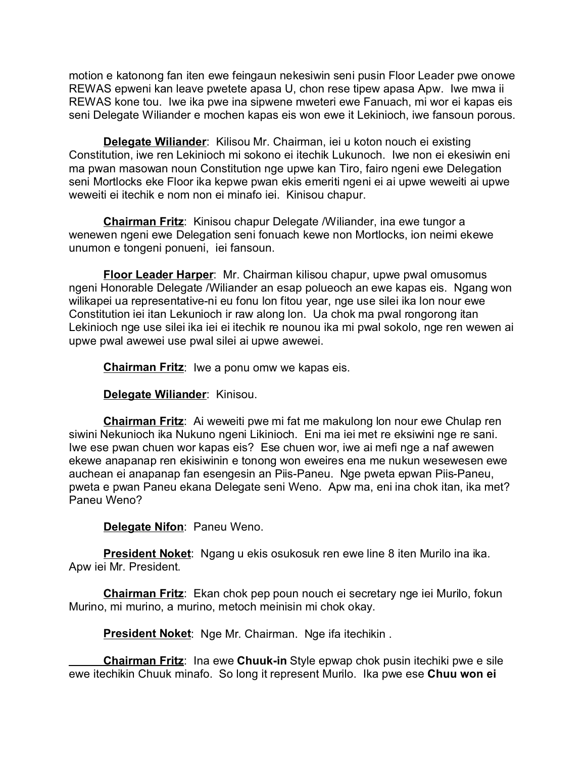motion e katonong fan iten ewe feingaun nekesiwin seni pusin Floor Leader pwe onowe REWAS epweni kan leave pwetete apasa U, chon rese tipew apasa Apw. Iwe mwa ii REWAS kone tou. Iwe ika pwe ina sipwene mweteri ewe Fanuach, mi wor ei kapas eis seni Delegate Wiliander e mochen kapas eis won ewe it Lekinioch, iwe fansoun porous.

**Delegate Wiliander**: Kilisou Mr. Chairman, iei u koton nouch ei existing Constitution, iwe ren Lekinioch mi sokono ei itechik Lukunoch. Iwe non ei ekesiwin eni ma pwan masowan noun Constitution nge upwe kan Tiro, fairo ngeni ewe Delegation seni Mortlocks eke Floor ika kepwe pwan ekis emeriti ngeni ei ai upwe weweiti ai upwe weweiti ei itechik e nom non ei minafo iei. Kinisou chapur.

**Chairman Fritz**: Kinisou chapur Delegate /Wiliander, ina ewe tungor a wenewen ngeni ewe Delegation seni fonuach kewe non Mortlocks, ion neimi ekewe unumon e tongeni ponueni, iei fansoun.

**Floor Leader Harper**: Mr. Chairman kilisou chapur, upwe pwal omusomus ngeni Honorable Delegate /Wiliander an esap polueoch an ewe kapas eis. Ngang won wilikapei ua representative-ni eu fonu lon fitou year, nge use silei ika lon nour ewe Constitution iei itan Lekunioch ir raw along lon. Ua chok ma pwal rongorong itan Lekinioch nge use silei ika iei ei itechik re nounou ika mi pwal sokolo, nge ren wewen ai upwe pwal awewei use pwal silei ai upwe awewei.

**Chairman Fritz**: Iwe a ponu omw we kapas eis.

**Delegate Wiliander**: Kinisou.

**Chairman Fritz**: Ai weweiti pwe mi fat me makulong lon nour ewe Chulap ren siwini Nekunioch ika Nukuno ngeni Likinioch. Eni ma iei met re eksiwini nge re sani. Iwe ese pwan chuen wor kapas eis? Ese chuen wor, iwe ai mefi nge a naf awewen ekewe anapanap ren ekisiwinin e tonong won eweires ena me nukun wesewesen ewe auchean ei anapanap fan esengesin an Piis-Paneu. Nge pweta epwan Piis-Paneu, pweta e pwan Paneu ekana Delegate seni Weno. Apw ma, eni ina chok itan, ika met? Paneu Weno?

**Delegate Nifon**: Paneu Weno.

**President Noket**: Ngang u ekis osukosuk ren ewe line 8 iten Murilo ina ika. Apw iei Mr. President.

**Chairman Fritz**: Ekan chok pep poun nouch ei secretary nge iei Murilo, fokun Murino, mi murino, a murino, metoch meinisin mi chok okay.

**President Noket**: Nge Mr. Chairman. Nge ifa itechikin .

**Chairman Fritz**: Ina ewe **Chuuk-in** Style epwap chok pusin itechiki pwe e sile ewe itechikin Chuuk minafo. So long it represent Murilo. Ika pwe ese **Chuu won ei**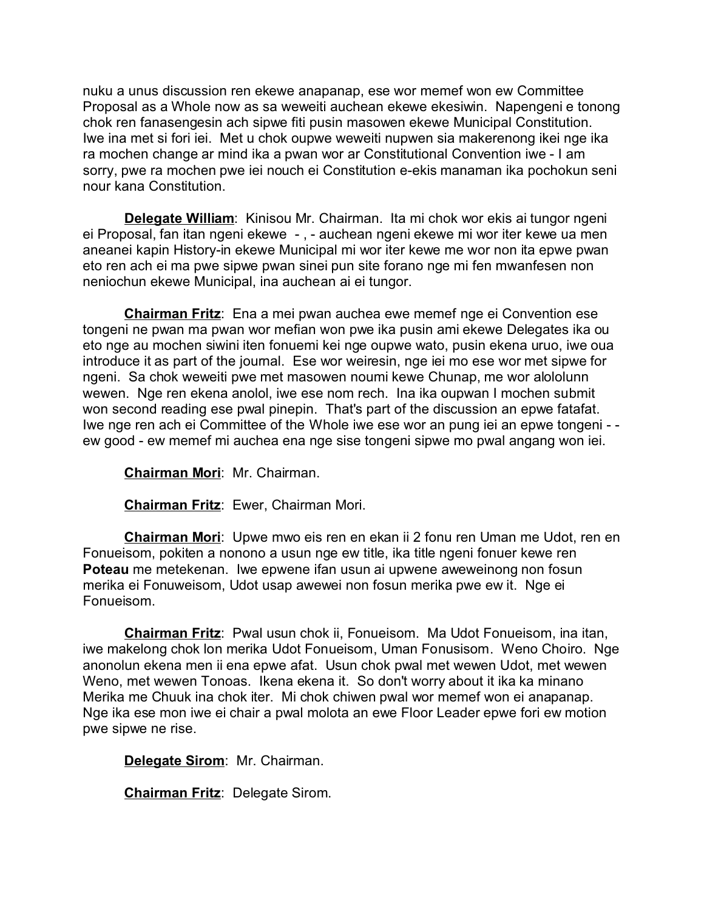nuku a unus discussion ren ekewe anapanap, ese wor memef won ew Committee Proposal as a Whole now as sa weweiti auchean ekewe ekesiwin. Napengeni e tonong chok ren fanasengesin ach sipwe fiti pusin masowen ekewe Municipal Constitution. Iwe ina met si fori iei. Met u chok oupwe weweiti nupwen sia makerenong ikei nge ika ra mochen change ar mind ika a pwan wor ar Constitutional Convention iwe - I am sorry, pwe ra mochen pwe iei nouch ei Constitution e-ekis manaman ika pochokun seni nour kana Constitution.

**Delegate William**: Kinisou Mr. Chairman. Ita mi chok wor ekis ai tungor ngeni ei Proposal, fan itan ngeni ekewe - , - auchean ngeni ekewe mi wor iter kewe ua men aneanei kapin History-in ekewe Municipal mi wor iter kewe me wor non ita epwe pwan eto ren ach ei ma pwe sipwe pwan sinei pun site forano nge mi fen mwanfesen non neniochun ekewe Municipal, ina auchean ai ei tungor.

**Chairman Fritz**: Ena a mei pwan auchea ewe memef nge ei Convention ese tongeni ne pwan ma pwan wor mefian won pwe ika pusin ami ekewe Delegates ika ou eto nge au mochen siwini iten fonuemi kei nge oupwe wato, pusin ekena uruo, iwe oua introduce it as part of the journal. Ese wor weiresin, nge iei mo ese wor met sipwe for ngeni. Sa chok weweiti pwe met masowen noumi kewe Chunap, me wor alololunn wewen. Nge ren ekena anolol, iwe ese nom rech. Ina ika oupwan I mochen submit won second reading ese pwal pinepin. That's part of the discussion an epwe fatafat. Iwe nge ren ach ei Committee of the Whole iwe ese wor an pung iei an epwe tongeni - - ew good - ew memef mi auchea ena nge sise tongeni sipwe mo pwal angang won iei.

**Chairman Mori**: Mr. Chairman.

**Chairman Fritz**: Ewer, Chairman Mori.

**Chairman Mori**: Upwe mwo eis ren en ekan ii 2 fonu ren Uman me Udot, ren en Fonueisom, pokiten a nonono a usun nge ew title, ika title ngeni fonuer kewe ren **Poteau** me metekenan. Iwe epwene ifan usun ai upwene aweweinong non fosun merika ei Fonuweisom, Udot usap awewei non fosun merika pwe ew it. Nge ei Fonueisom.

**Chairman Fritz**: Pwal usun chok ii, Fonueisom. Ma Udot Fonueisom, ina itan, iwe makelong chok lon merika Udot Fonueisom, Uman Fonusisom. Weno Choiro. Nge anonolun ekena men ii ena epwe afat. Usun chok pwal met wewen Udot, met wewen Weno, met wewen Tonoas. Ikena ekena it. So don't worry about it ika ka minano Merika me Chuuk ina chok iter. Mi chok chiwen pwal wor memef won ei anapanap. Nge ika ese mon iwe ei chair a pwal molota an ewe Floor Leader epwe fori ew motion pwe sipwe ne rise.

**Delegate Sirom**: Mr. Chairman.

**Chairman Fritz**: Delegate Sirom.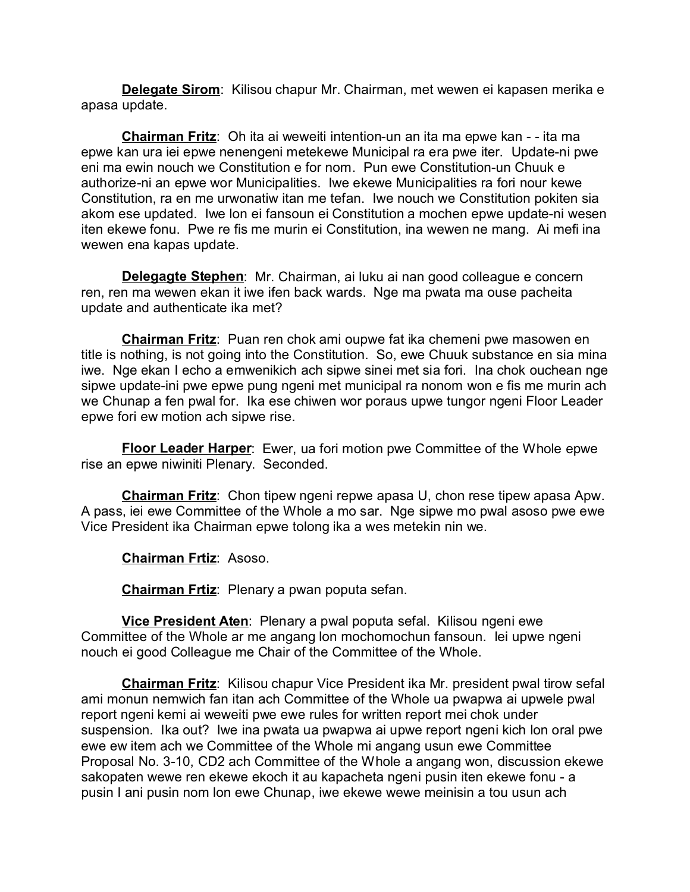**Delegate Sirom**: Kilisou chapur Mr. Chairman, met wewen ei kapasen merika e apasa update.

**Chairman Fritz**: Oh ita ai weweiti intention-un an ita ma epwe kan - - ita ma epwe kan ura iei epwe nenengeni metekewe Municipal ra era pwe iter. Update-ni pwe eni ma ewin nouch we Constitution e for nom. Pun ewe Constitution-un Chuuk e authorize-ni an epwe wor Municipalities. Iwe ekewe Municipalities ra fori nour kewe Constitution, ra en me urwonatiw itan me tefan. Iwe nouch we Constitution pokiten sia akom ese updated. Iwe lon ei fansoun ei Constitution a mochen epwe update-ni wesen iten ekewe fonu. Pwe re fis me murin ei Constitution, ina wewen ne mang. Ai mefi ina wewen ena kapas update.

**Delegagte Stephen**: Mr. Chairman, ai luku ai nan good colleague e concern ren, ren ma wewen ekan it iwe ifen back wards. Nge ma pwata ma ouse pacheita update and authenticate ika met?

**Chairman Fritz**: Puan ren chok ami oupwe fat ika chemeni pwe masowen en title is nothing, is not going into the Constitution. So, ewe Chuuk substance en sia mina iwe. Nge ekan I echo a emwenikich ach sipwe sinei met sia fori. Ina chok ouchean nge sipwe update-ini pwe epwe pung ngeni met municipal ra nonom won e fis me murin ach we Chunap a fen pwal for. Ika ese chiwen wor poraus upwe tungor ngeni Floor Leader epwe fori ew motion ach sipwe rise.

**Floor Leader Harper**: Ewer, ua fori motion pwe Committee of the Whole epwe rise an epwe niwiniti Plenary. Seconded.

**Chairman Fritz**: Chon tipew ngeni repwe apasa U, chon rese tipew apasa Apw. A pass, iei ewe Committee of the Whole a mo sar. Nge sipwe mo pwal asoso pwe ewe Vice President ika Chairman epwe tolong ika a wes metekin nin we.

**Chairman Frtiz**: Asoso.

**Chairman Frtiz**: Plenary a pwan poputa sefan.

**Vice President Aten**: Plenary a pwal poputa sefal. Kilisou ngeni ewe Committee of the Whole ar me angang lon mochomochun fansoun. Iei upwe ngeni nouch ei good Colleague me Chair of the Committee of the Whole.

**Chairman Fritz**: Kilisou chapur Vice President ika Mr. president pwal tirow sefal ami monun nemwich fan itan ach Committee of the Whole ua pwapwa ai upwele pwal report ngeni kemi ai weweiti pwe ewe rules for written report mei chok under suspension. Ika out? Iwe ina pwata ua pwapwa ai upwe report ngeni kich lon oral pwe ewe ew item ach we Committee of the Whole mi angang usun ewe Committee Proposal No. 3-10, CD2 ach Committee of the Whole a angang won, discussion ekewe sakopaten wewe ren ekewe ekoch it au kapacheta ngeni pusin iten ekewe fonu - a pusin I ani pusin nom lon ewe Chunap, iwe ekewe wewe meinisin a tou usun ach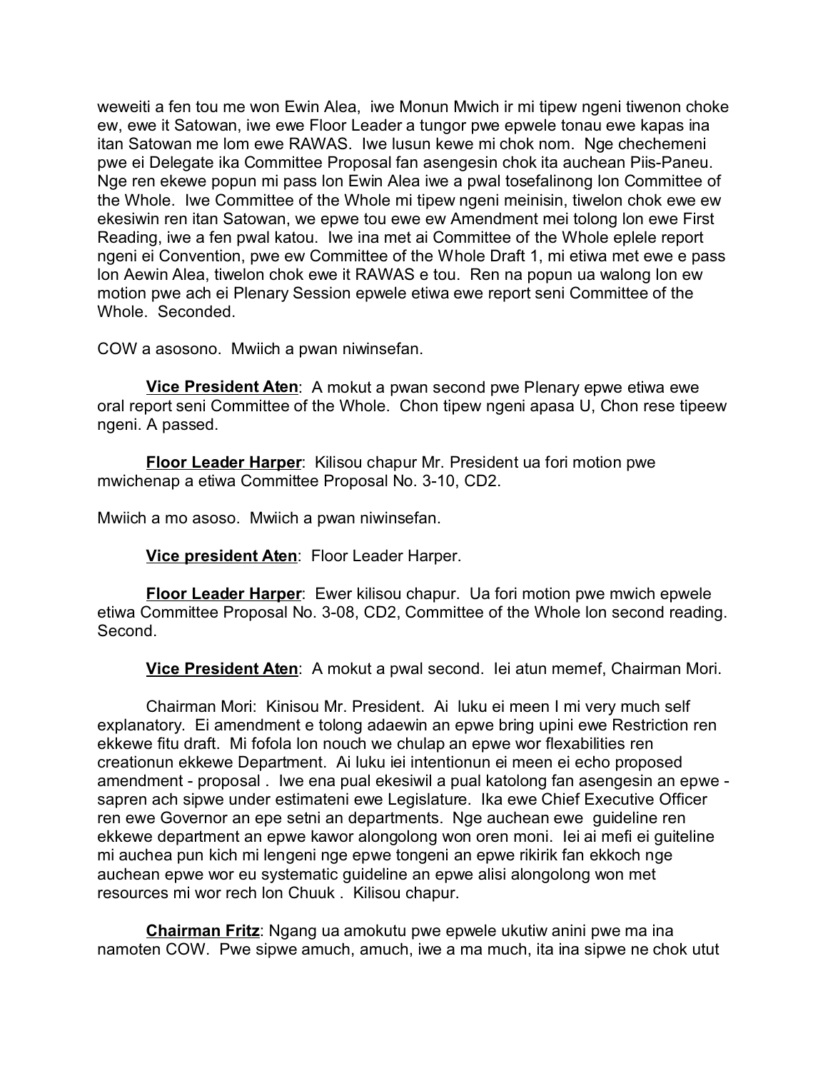weweiti a fen tou me won Ewin Alea, iwe Monun Mwich ir mi tipew ngeni tiwenon choke ew, ewe it Satowan, iwe ewe Floor Leader a tungor pwe epwele tonau ewe kapas ina itan Satowan me lom ewe RAWAS. Iwe lusun kewe mi chok nom. Nge chechemeni pwe ei Delegate ika Committee Proposal fan asengesin chok ita auchean Piis-Paneu. Nge ren ekewe popun mi pass lon Ewin Alea iwe a pwal tosefalinong lon Committee of the Whole. Iwe Committee of the Whole mi tipew ngeni meinisin, tiwelon chok ewe ew ekesiwin ren itan Satowan, we epwe tou ewe ew Amendment mei tolong lon ewe First Reading, iwe a fen pwal katou. Iwe ina met ai Committee of the Whole eplele report ngeni ei Convention, pwe ew Committee of the Whole Draft 1, mi etiwa met ewe e pass lon Aewin Alea, tiwelon chok ewe it RAWAS e tou. Ren na popun ua walong lon ew motion pwe ach ei Plenary Session epwele etiwa ewe report seni Committee of the Whole. Seconded.

COW a asosono. Mwiich a pwan niwinsefan.

**Vice President Aten**: A mokut a pwan second pwe Plenary epwe etiwa ewe oral report seni Committee of the Whole. Chon tipew ngeni apasa U, Chon rese tipeew ngeni. A passed.

**Floor Leader Harper**: Kilisou chapur Mr. President ua fori motion pwe mwichenap a etiwa Committee Proposal No. 3-10, CD2.

Mwiich a mo asoso. Mwiich a pwan niwinsefan.

**Vice president Aten**: Floor Leader Harper.

**Floor Leader Harper**: Ewer kilisou chapur. Ua fori motion pwe mwich epwele etiwa Committee Proposal No. 3-08, CD2, Committee of the Whole lon second reading. Second.

**Vice President Aten**: A mokut a pwal second. Iei atun memef, Chairman Mori.

Chairman Mori: Kinisou Mr. President. Ai luku ei meen I mi very much self explanatory. Ei amendment e tolong adaewin an epwe bring upini ewe Restriction ren ekkewe fitu draft. Mi fofola lon nouch we chulap an epwe wor flexabilities ren creationun ekkewe Department. Ai luku iei intentionun ei meen ei echo proposed amendment - proposal . Iwe ena pual ekesiwil a pual katolong fan asengesin an epwe - sapren ach sipwe under estimateni ewe Legislature. Ika ewe Chief Executive Officer ren ewe Governor an epe setni an departments. Nge auchean ewe guideline ren ekkewe department an epwe kawor alongolong won oren moni. Iei ai mefi ei guiteline mi auchea pun kich mi lengeni nge epwe tongeni an epwe rikirik fan ekkoch nge auchean epwe wor eu systematic guideline an epwe alisi alongolong won met resources mi wor rech lon Chuuk . Kilisou chapur.

**Chairman Fritz**: Ngang ua amokutu pwe epwele ukutiw anini pwe ma ina namoten COW. Pwe sipwe amuch, amuch, iwe a ma much, ita ina sipwe ne chok utut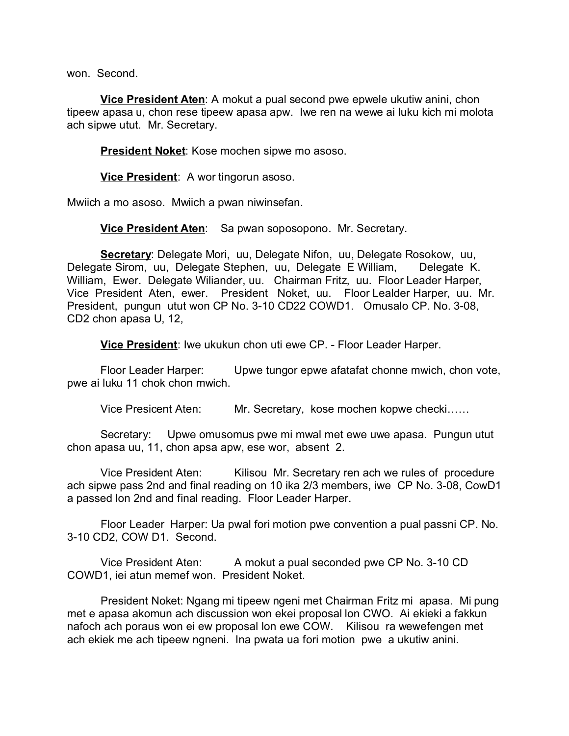won.  Second.

**Vice President Aten**: A mokut a pual second pwe epwele ukutiw anini, chon tipeew apasa u, chon rese tipeew apasa apw.  Iwe ren na wewe ai luku kich mi molota ach sipwe utut.  Mr. Secretary.

**President Noket**: Kose mochen sipwe mo asoso.

**Vice President**:  A wor tingorun asoso.

Mwiich a mo asoso.  Mwiich a pwan niwinsefan.

**Vice President Aten**:   Sa pwan soposopono.  Mr. Secretary.

**Secretary**: Delegate Mori,  uu, Delegate Nifon,  uu, Delegate Rosokow,  uu, Delegate Sirom,  uu,  Delegate Stephen,  uu,  Delegate  E William,      Delegate  K. William,  Ewer.  Delegate Wiliander, uu.   Chairman Fritz,  uu.  Floor Leader Harper, Vice  President  Aten,  ewer.   President  Noket,  uu.   Floor Lealder Harper,  uu.  Mr. President,  pungun  utut won CP No. 3-10 CD22 COWD1.   Omusalo CP. No. 3-08, CD2 chon apasa U, 12,

**Vice President**: Iwe ukukun chon uti ewe CP. - Floor Leader Harper.

Floor Leader Harper:        Upwe tungor epwe afatafat chonne mwich, chon vote, pwe ai luku 11 chok chon mwich.

Vice Presicent Aten:         Mr. Secretary,  kose mochen kopwe checki……

Secretary:     Upwe omusomus pwe mi mwal met ewe uwe apasa.  Pungun utut chon apasa uu, 11, chon apsa apw, ese wor,  absent  2.

Vice President Aten:         Kilisou  Mr. Secretary ren ach we rules of  procedure ach sipwe pass 2nd and final reading on 10 ika 2/3 members, iwe  CP No. 3-08, CowD1 a passed lon 2nd and final reading.  Floor Leader Harper.

Floor Leader  Harper: Ua pwal fori motion pwe convention a pual passni CP. No. 3-10 CD2, COW D1.  Second.

Vice President Aten:         A mokut a pual seconded pwe CP No. 3-10 CD COWD1, iei atun memef won.  President Noket.

President Noket: Ngang mi tipeew ngeni met Chairman Fritz mi  apasa.  Mi pung met e apasa akomun ach discussion won ekei proposal lon CWO.  Ai ekieki a fakkun nafoch ach poraus won ei ew proposal lon ewe COW.    Kilisou  ra wewefengen met ach ekiek me ach tipeew ngneni.  Ina pwata ua fori motion  pwe  a ukutiw anini.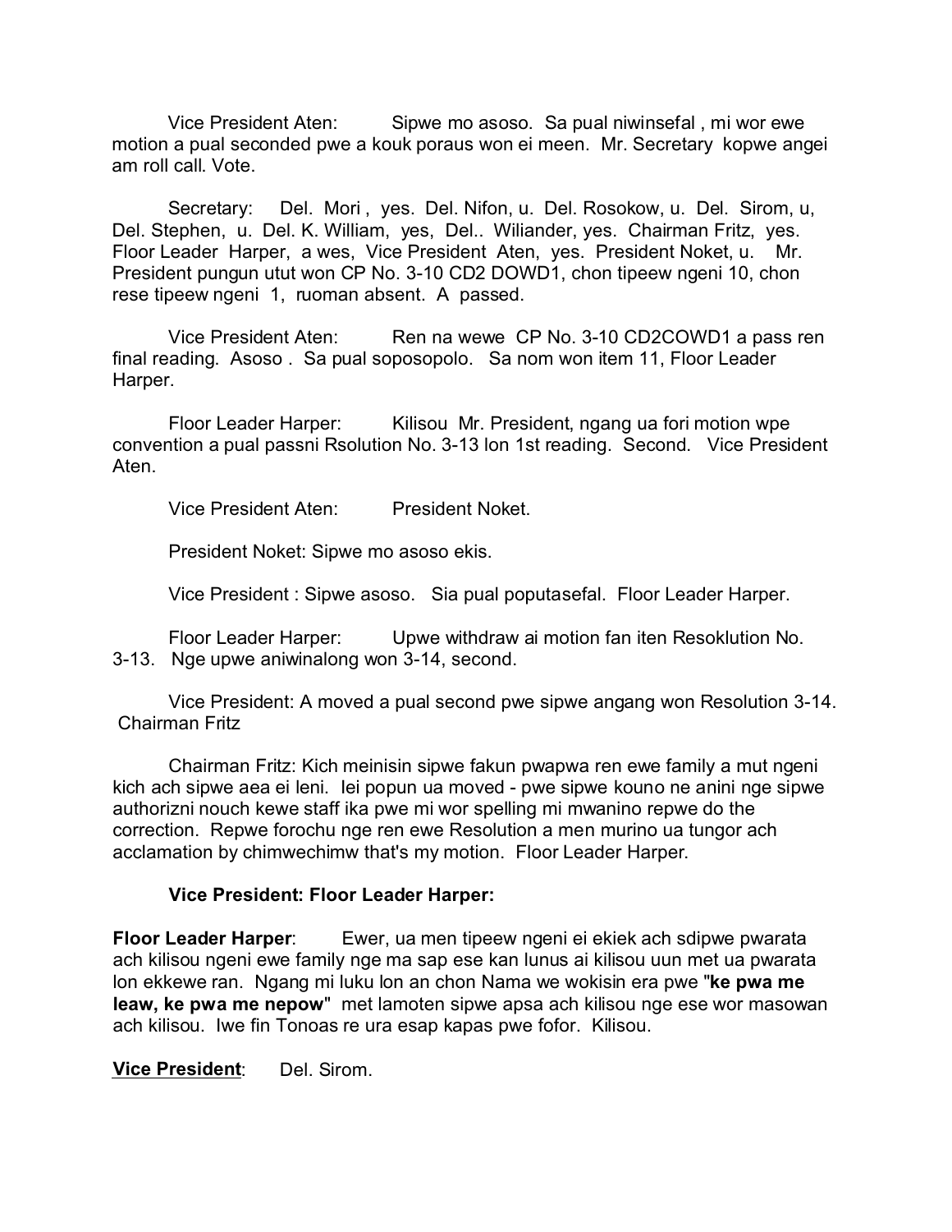Vice President Aten: Sipwe mo asoso. Sa pual niwinsefal , mi wor ewe motion a pual seconded pwe a kouk poraus won ei meen. Mr. Secretary kopwe angei am roll call. Vote.

Secretary: Del. Mori , yes. Del. Nifon, u. Del. Rosokow, u. Del. Sirom, u, Del. Stephen, u. Del. K. William, yes, Del.. Wiliander, yes. Chairman Fritz, yes. Floor Leader Harper, a wes, Vice President Aten, yes. President Noket, u. Mr. President pungun utut won CP No. 3-10 CD2 DOWD1, chon tipeew ngeni 10, chon rese tipeew ngeni 1, ruoman absent. A passed.

Vice President Aten: Ren na wewe CP No. 3-10 CD2COWD1 a pass ren final reading. Asoso . Sa pual soposopolo. Sa nom won item 11, Floor Leader Harper.

Floor Leader Harper: Kilisou Mr. President, ngang ua fori motion wpe convention a pual passni Rsolution No. 3-13 lon 1st reading. Second. Vice President Aten.

Vice President Aten: President Noket.

President Noket: Sipwe mo asoso ekis.

Vice President : Sipwe asoso. Sia pual poputasefal. Floor Leader Harper.

Floor Leader Harper: Upwe withdraw ai motion fan iten Resoklution No. 3-13. Nge upwe aniwinalong won 3-14, second.

Vice President: A moved a pual second pwe sipwe angang won Resolution 3-14. Chairman Fritz

Chairman Fritz: Kich meinisin sipwe fakun pwapwa ren ewe family a mut ngeni kich ach sipwe aea ei leni. Iei popun ua moved - pwe sipwe kouno ne anini nge sipwe authorizni nouch kewe staff ika pwe mi wor spelling mi mwanino repwe do the correction. Repwe forochu nge ren ewe Resolution a men murino ua tungor ach acclamation by chimwechimw that's my motion. Floor Leader Harper.

**Vice President: Floor Leader Harper:**

**Floor Leader Harper**: Ewer, ua men tipeew ngeni ei ekiek ach sdipwe pwarata ach kilisou ngeni ewe family nge ma sap ese kan lunus ai kilisou uun met ua pwarata lon ekkewe ran. Ngang mi luku lon an chon Nama we wokisin era pwe "**ke pwa me leaw, ke pwa me nepow**" met lamoten sipwe apsa ach kilisou nge ese wor masowan ach kilisou. Iwe fin Tonoas re ura esap kapas pwe fofor. Kilisou.

**Vice President**: Del. Sirom.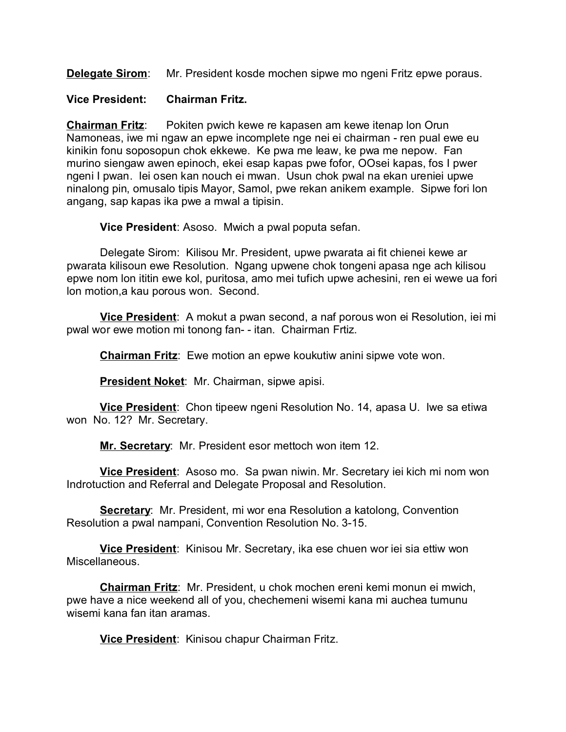**Delegate Sirom**: Mr. President kosde mochen sipwe mo ngeni Fritz epwe poraus.

**Vice President: Chairman Fritz.**

**Chairman Fritz**: Pokiten pwich kewe re kapasen am kewe itenap lon Orun Namoneas, iwe mi ngaw an epwe incomplete nge nei ei chairman - ren pual ewe eu kinikin fonu soposopun chok ekkewe. Ke pwa me leaw, ke pwa me nepow. Fan murino siengaw awen epinoch, ekei esap kapas pwe fofor, OOsei kapas, fos I pwer ngeni I pwan. Iei osen kan nouch ei mwan. Usun chok pwal na ekan ureniei upwe ninalong pin, omusalo tipis Mayor, Samol, pwe rekan anikem example. Sipwe fori lon angang, sap kapas ika pwe a mwal a tipisin.

**Vice President**: Asoso. Mwich a pwal poputa sefan.

Delegate Sirom: Kilisou Mr. President, upwe pwarata ai fit chienei kewe ar pwarata kilisoun ewe Resolution. Ngang upwene chok tongeni apasa nge ach kilisou epwe nom lon ititin ewe kol, puritosa, amo mei tufich upwe achesini, ren ei wewe ua fori lon motion,a kau porous won. Second.

**Vice President**: A mokut a pwan second, a naf porous won ei Resolution, iei mi pwal wor ewe motion mi tonong fan- - itan. Chairman Frtiz.

**Chairman Fritz**: Ewe motion an epwe koukutiw anini sipwe vote won.

**President Noket**: Mr. Chairman, sipwe apisi.

**Vice President**: Chon tipeew ngeni Resolution No. 14, apasa U. Iwe sa etiwa won No. 12? Mr. Secretary.

**Mr. Secretary**: Mr. President esor mettoch won item 12.

**Vice President**: Asoso mo. Sa pwan niwin. Mr. Secretary iei kich mi nom won Indrotuction and Referral and Delegate Proposal and Resolution.

**Secretary**: Mr. President, mi wor ena Resolution a katolong, Convention Resolution a pwal nampani, Convention Resolution No. 3-15.

**Vice President**: Kinisou Mr. Secretary, ika ese chuen wor iei sia ettiw won Miscellaneous.

**Chairman Fritz**: Mr. President, u chok mochen ereni kemi monun ei mwich, pwe have a nice weekend all of you, chechemeni wisemi kana mi auchea tumunu wisemi kana fan itan aramas.

**Vice President**: Kinisou chapur Chairman Fritz.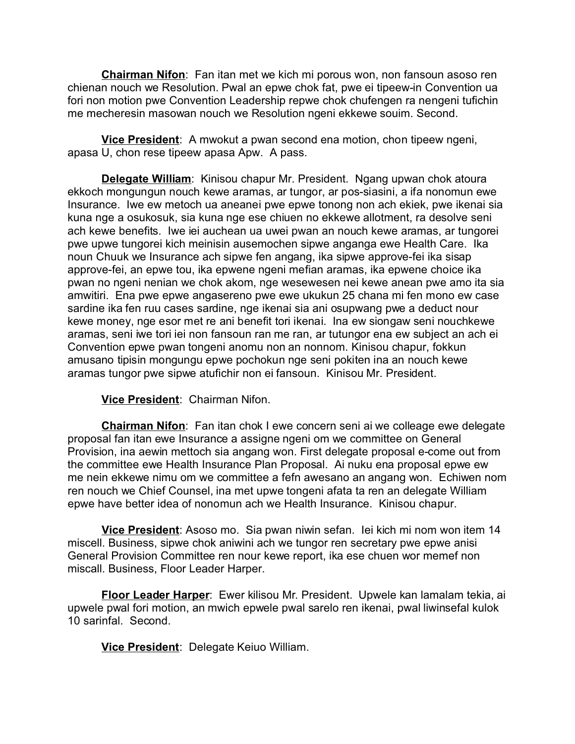**Chairman Nifon**: Fan itan met we kich mi porous won, non fansoun asoso ren chienan nouch we Resolution. Pwal an epwe chok fat, pwe ei tipeew-in Convention ua fori non motion pwe Convention Leadership repwe chok chufengen ra nengeni tufichin me mecheresin masowan nouch we Resolution ngeni ekkewe souim. Second.

**Vice President**: A mwokut a pwan second ena motion, chon tipeew ngeni, apasa U, chon rese tipeew apasa Apw. A pass.

**Delegate William**: Kinisou chapur Mr. President. Ngang upwan chok atoura ekkoch mongungun nouch kewe aramas, ar tungor, ar pos-siasini, a ifa nonomun ewe Insurance. Iwe ew metoch ua aneanei pwe epwe tonong non ach ekiek, pwe ikenai sia kuna nge a osukosuk, sia kuna nge ese chiuen no ekkewe allotment, ra desolve seni ach kewe benefits. Iwe iei auchean ua uwei pwan an nouch kewe aramas, ar tungorei pwe upwe tungorei kich meinisin ausemochen sipwe anganga ewe Health Care. Ika noun Chuuk we Insurance ach sipwe fen angang, ika sipwe approve-fei ika sisap approve-fei, an epwe tou, ika epwene ngeni mefian aramas, ika epwene choice ika pwan no ngeni nenian we chok akom, nge wesewesen nei kewe anean pwe amo ita sia amwitiri. Ena pwe epwe angasereno pwe ewe ukukun 25 chana mi fen mono ew case sardine ika fen ruu cases sardine, nge ikenai sia ani osupwang pwe a deduct nour kewe money, nge esor met re ani benefit tori ikenai. Ina ew siongaw seni nouchkewe aramas, seni iwe tori iei non fansoun ran me ran, ar tutungor ena ew subject an ach ei Convention epwe pwan tongeni anomu non an nonnom. Kinisou chapur, fokkun amusano tipisin mongungu epwe pochokun nge seni pokiten ina an nouch kewe aramas tungor pwe sipwe atufichir non ei fansoun. Kinisou Mr. President.

**Vice President**: Chairman Nifon.

**Chairman Nifon**: Fan itan chok I ewe concern seni ai we colleage ewe delegate proposal fan itan ewe Insurance a assigne ngeni om we committee on General Provision, ina aewin mettoch sia angang won. First delegate proposal e-come out from the committee ewe Health Insurance Plan Proposal. Ai nuku ena proposal epwe ew me nein ekkewe nimu om we committee a fefn awesano an angang won. Echiwen nom ren nouch we Chief Counsel, ina met upwe tongeni afata ta ren an delegate William epwe have better idea of nonomun ach we Health Insurance. Kinisou chapur.

**Vice President**: Asoso mo. Sia pwan niwin sefan. Iei kich mi nom won item 14 miscell. Business, sipwe chok aniwini ach we tungor ren secretary pwe epwe anisi General Provision Committee ren nour kewe report, ika ese chuen wor memef non miscall. Business, Floor Leader Harper.

**Floor Leader Harper**: Ewer kilisou Mr. President. Upwele kan lamalam tekia, ai upwele pwal fori motion, an mwich epwele pwal sarelo ren ikenai, pwal liwinsefal kulok 10 sarinfal. Second.

**Vice President**: Delegate Keiuo William.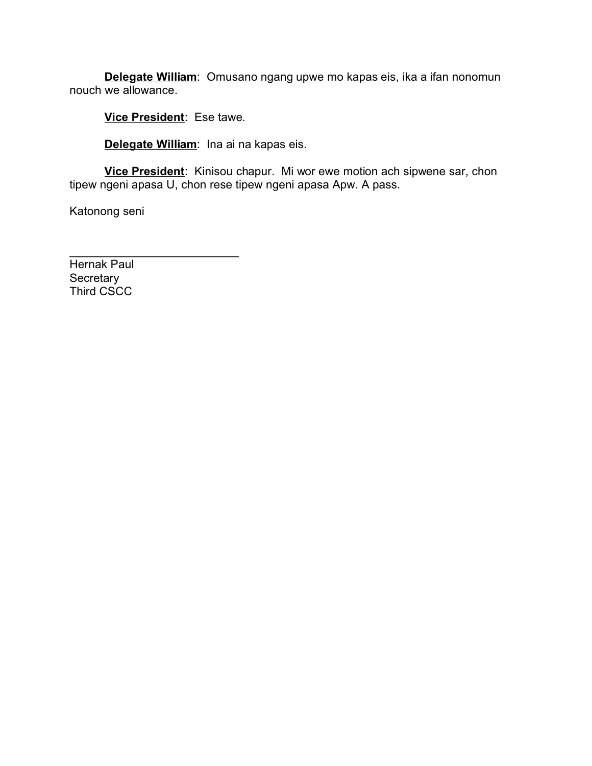**<u>Delegate William</u>**: Omusano ngang upwe mo kapas eis, ika a ifan nonomun nouch we allowance.

**<u>Vice President</u>**: Ese tawe.

**<u>Delegate William</u>**: Ina ai na kapas eis.

**<u>Vice President</u>**: Kinisou chapur. Mi wor ewe motion ach sipwene sar, chon tipew ngeni apasa U, chon rese tipew ngeni apasa Apw. A pass.

Katonong seni

___________________________

Hernak Paul
Secretary
Third CSCC